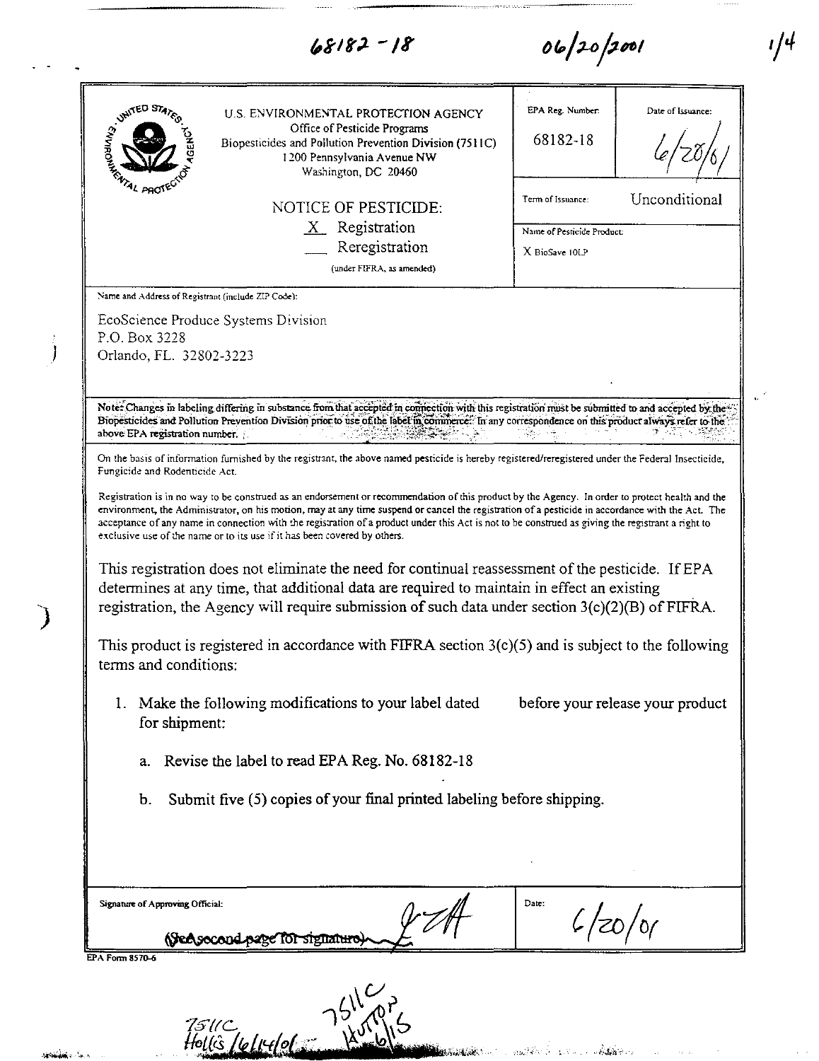68182-18 06/20/2001

U.S. ENVIRONMENTAL PROTECTION AGENCY
Office of Pesticide Programs
Biopesticides and Pollution Prevention Division (7511C)
1200 Pennsylvania Avenue NW
Washington, DC 20460

NOTICE OF PESTICIDE:
X Registration
___ Reregistration
(under FIFRA, as amended)

| EPA Reg. Number: | Date of Issuance: |
|---|---|
| 68182-18 | 6/20/01 |
| Term of Issuance: | Unconditional |
| Name of Pesticide Product: | X BioSave 10LP |

Name and Address of Registrant (include ZIP Code):

EcoScience Produce Systems Division
P.O. Box 3228
Orlando, FL. 32802-3223

Note: Changes in labeling differing in substance from that accepted in connection with this registration must be submitted to and accepted by the Biopesticides and Pollution Prevention Division prior to use of the label in commerce. In any correspondence on this product always refer to the above EPA registration number.

On the basis of information furnished by the registrant, the above named pesticide is hereby registered/reregistered under the Federal Insecticide, Fungicide and Rodenticide Act.

Registration is in no way to be construed as an endorsement or recommendation of this product by the Agency. In order to protect health and the environment, the Administrator, on his motion, may at any time suspend or cancel the registration of a pesticide in accordance with the Act. The acceptance of any name in connection with the registration of a product under this Act is not to be construed as giving the registrant a right to exclusive use of the name or to its use if it has been covered by others.

This registration does not eliminate the need for continual reassessment of the pesticide. If EPA determines at any time, that additional data are required to maintain in effect an existing registration, the Agency will require submission of such data under section 3(c)(2)(B) of FIFRA.

This product is registered in accordance with FIFRA section 3(c)(5) and is subject to the following terms and conditions:

1. Make the following modifications to your label dated before your release your product for shipment:

   a. Revise the label to read EPA Reg. No. 68182-18

   b. Submit five (5) copies of your final printed labeling before shipping.

Signature of Approving Official: ~~(See second page for signature)~~

Date: 6/20/01

EPA Form 8570-6

7511C Hollis 6/14/01 7511C Hutton 6/15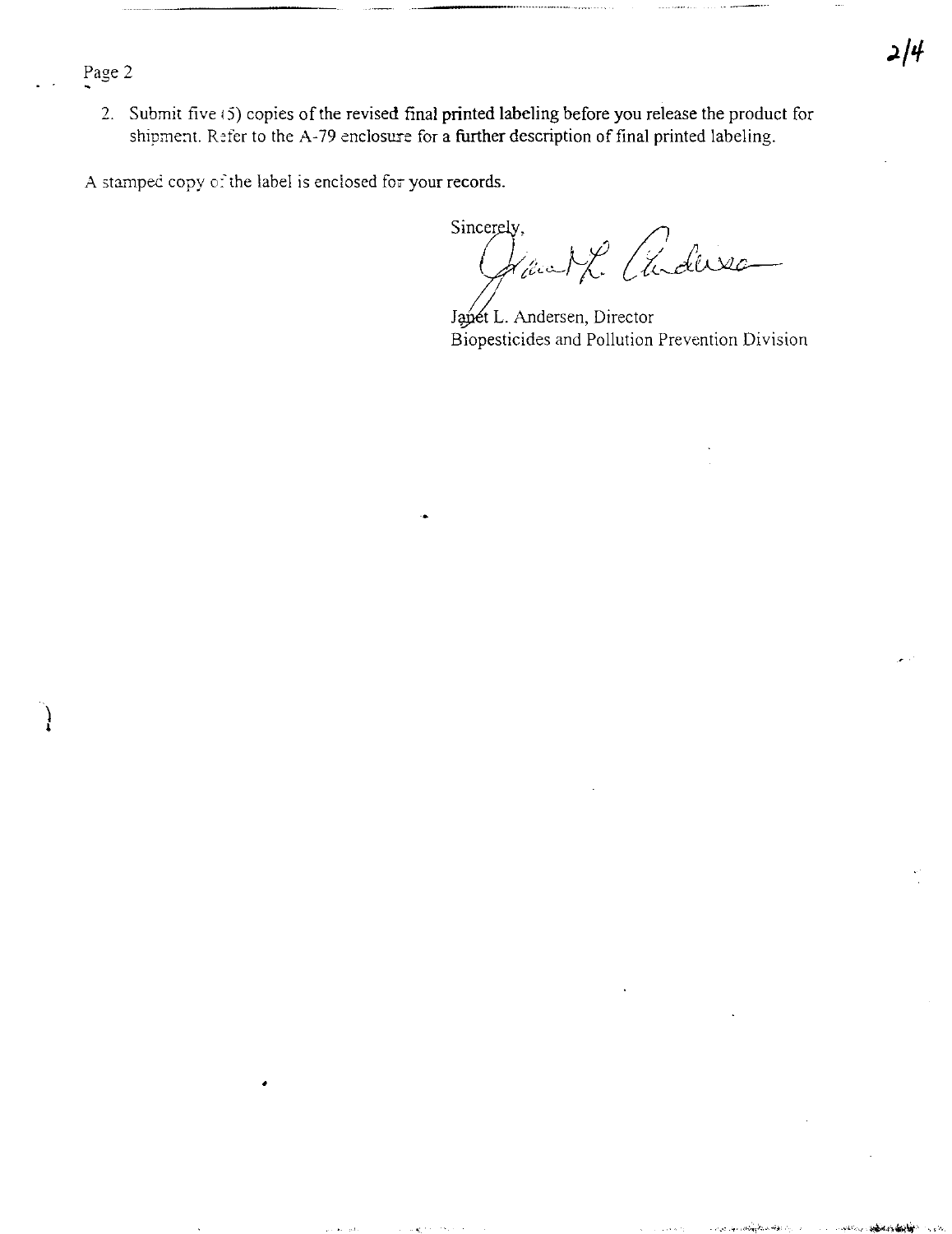2. Submit five (5) copies of the revised final printed labeling before you release the product for shipment. Refer to the A-79 enclosure for a further description of final printed labeling.

A stamped copy of the label is enclosed for your records.

Sincerely,

Janet L. Andersen, Director
Biopesticides and Pollution Prevention Division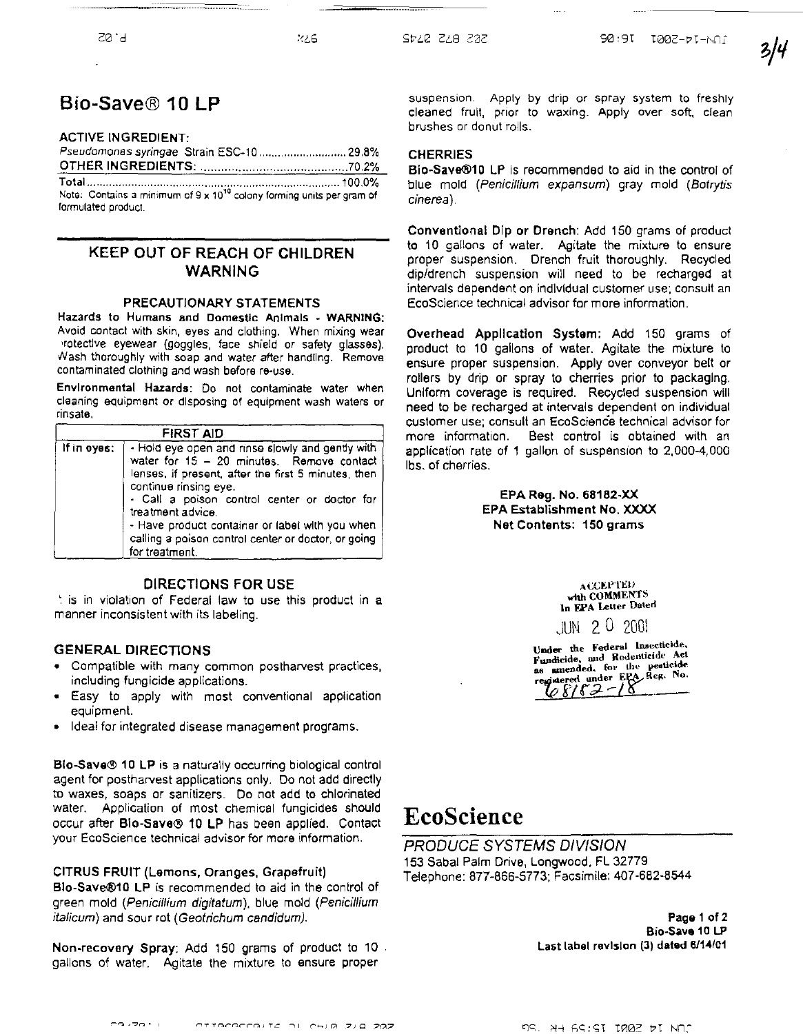# Bio-Save® 10 LP

ACTIVE INGREDIENT:

| | |
|---|---|
| *Pseudomonas syringae* Strain ESC-10 | 29.8% |
| OTHER INGREDIENTS: | 70.2% |
| Total | 100.0% |

Note: Contains a minimum of $9 \times 10^{10}$ colony forming units per gram of formulated product.

## KEEP OUT OF REACH OF CHILDREN
## WARNING

### PRECAUTIONARY STATEMENTS

**Hazards to Humans and Domestic Animals - WARNING:** Avoid contact with skin, eyes and clothing. When mixing wear protective eyewear (goggles, face shield or safety glasses). Wash thoroughly with soap and water after handling. Remove contaminated clothing and wash before re-use.

**Environmental Hazards:** Do not contaminate water when cleaning equipment or disposing of equipment wash waters or rinsate.

| FIRST AID | |
|---|---|
| If in eyes: | - Hold eye open and rinse slowly and gently with water for 15 – 20 minutes. Remove contact lenses, if present, after the first 5 minutes, then continue rinsing eye.<br>- Call a poison control center or doctor for treatment advice.<br>- Have product container or label with you when calling a poison control center or doctor, or going for treatment. |

### DIRECTIONS FOR USE

It is in violation of Federal law to use this product in a manner inconsistent with its labeling.

### GENERAL DIRECTIONS

- Compatible with many common postharvest practices, including fungicide applications.
- Easy to apply with most conventional application equipment.
- Ideal for integrated disease management programs.

**Bio-Save® 10 LP** is a naturally occurring biological control agent for postharvest applications only. Do not add directly to waxes, soaps or sanitizers. Do not add to chlorinated water. Application of most chemical fungicides should occur after **Bio-Save® 10 LP** has been applied. Contact your EcoScience technical advisor for more information.

### CITRUS FRUIT (Lemons, Oranges, Grapefruit)

**Bio-Save®10 LP** is recommended to aid in the control of green mold (*Penicillium digitatum*), blue mold (*Penicillium italicum*) and sour rot (*Geotrichum candidum*).

**Non-recovery Spray:** Add 150 grams of product to 10 gallons of water. Agitate the mixture to ensure proper suspension. Apply by drip or spray system to freshly cleaned fruit, prior to waxing. Apply over soft, clean brushes or donut rolls.

### CHERRIES

**Bio-Save®10 LP** is recommended to aid in the control of blue mold (*Penicillium expansum*) gray mold (*Botrytis cinerea*).

**Conventional Dip or Drench:** Add 150 grams of product to 10 gallons of water. Agitate the mixture to ensure proper suspension. Drench fruit thoroughly. Recycled dip/drench suspension will need to be recharged at intervals dependent on individual customer use; consult an EcoScience technical advisor for more information.

**Overhead Application System:** Add 150 grams of product to 10 gallons of water. Agitate the mixture to ensure proper suspension. Apply over conveyor belt or rollers by drip or spray to cherries prior to packaging. Uniform coverage is required. Recycled suspension will need to be recharged at intervals dependent on individual customer use; consult an EcoScience technical advisor for more information. Best control is obtained with an application rate of 1 gallon of suspension to 2,000-4,000 lbs. of cherries.

**EPA Reg. No. 68182-XX**
**EPA Establishment No. XXXX**
**Net Contents: 150 grams**

ACCEPTED
with COMMENTS
In EPA Letter Dated

JUN 20 2001

Under the Federal Insecticide, Fungicide, and Rodenticide Act as amended, for the pesticide registered under EPA Reg. No. 68182-18

# EcoScience

*PRODUCE SYSTEMS DIVISION*

153 Sabal Palm Drive, Longwood, FL 32779
Telephone: 877-866-5773; Facsimile: 407-682-8544

**Page 1 of 2**
**Bio-Save 10 LP**
**Last label revision (3) dated 6/14/01**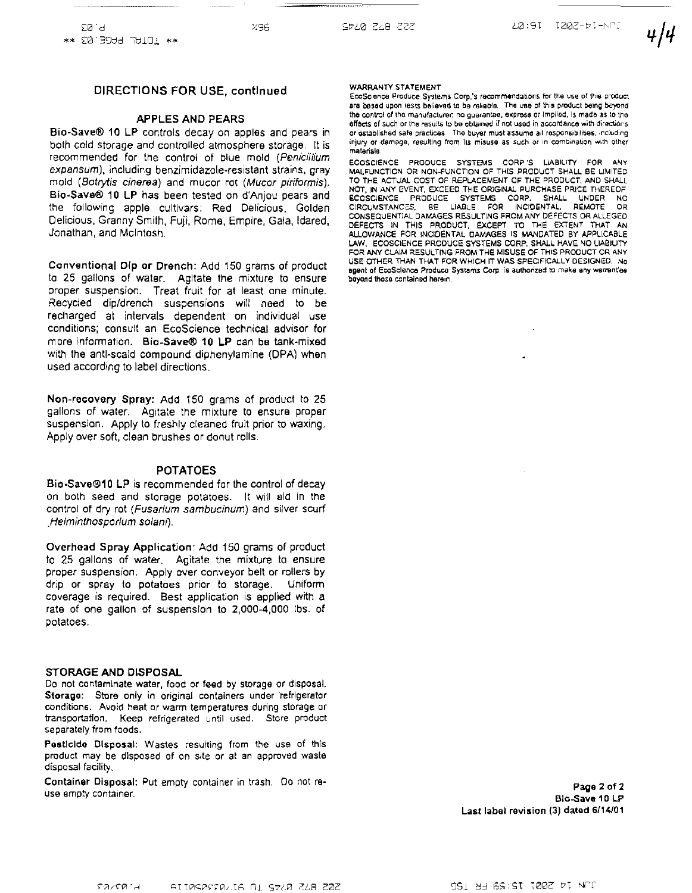## DIRECTIONS FOR USE, continued

### APPLES AND PEARS

**Bio-Save® 10 LP** controls decay on apples and pears in both cold storage and controlled atmosphere storage. It is recommended for the control of blue mold (*Penicillium expansum*), including benzimidazole-resistant strains, gray mold (*Botrytis cinerea*) and mucor rot (*Mucor piriformis*). **Bio-Save® 10 LP** has been tested on d'Anjou pears and the following apple cultivars: Red Delicious, Golden Delicious, Granny Smith, Fuji, Rome, Empire, Gala, Idared, Jonathan, and McIntosh.

**Conventional Dip or Drench:** Add 150 grams of product to 25 gallons of water. Agitate the mixture to ensure proper suspension. Treat fruit for at least one minute. Recycled dip/drench suspensions will need to be recharged at intervals dependent on individual use conditions; consult an EcoScience technical advisor for more information. **Bio-Save® 10 LP** can be tank-mixed with the anti-scald compound diphenylamine (DPA) when used according to label directions.

**Non-recovery Spray:** Add 150 grams of product to 25 gallons of water. Agitate the mixture to ensure proper suspension. Apply to freshly cleaned fruit prior to waxing. Apply over soft, clean brushes or donut rolls.

### POTATOES

**Bio-Save®10 LP** is recommended for the control of decay on both seed and storage potatoes. It will aid in the control of dry rot (*Fusarium sambucinum*) and silver scurf (*Helminthosporium solani*).

**Overhead Spray Application:** Add 150 grams of product to 25 gallons of water. Agitate the mixture to ensure proper suspension. Apply over conveyor belt or rollers by drip or spray to potatoes prior to storage. Uniform coverage is required. Best application is applied with a rate of one gallon of suspension to 2,000-4,000 lbs. of potatoes.

### STORAGE AND DISPOSAL

Do not contaminate water, food or feed by storage or disposal.

**Storage:** Store only in original containers under refrigerator conditions. Avoid heat or warm temperatures during storage or transportation. Keep refrigerated until used. Store product separately from foods.

**Pesticide Disposal:** Wastes resulting from the use of this product may be disposed of on site or at an approved waste disposal facility.

**Container Disposal:** Put empty container in trash. Do not re-use empty container.

### WARRANTY STATEMENT

EcoScience Produce Systems Corp.'s recommendations for the use of this product are based upon tests believed to be reliable. The use of this product being beyond the control of the manufacturer, no guarantee, express or implied, is made as to the effects of such or the results to be obtained if not used in accordance with directions or established safe practices. The buyer must assume all responsibilities, including injury or damage, resulting from its misuse as such or in combination with other materials.

ECOSCIENCE PRODUCE SYSTEMS CORP.'S LIABILITY FOR ANY MALFUNCTION OR NON-FUNCTION OF THIS PRODUCT SHALL BE LIMITED TO THE ACTUAL COST OF REPLACEMENT OF THE PRODUCT, AND SHALL NOT, IN ANY EVENT, EXCEED THE ORIGINAL PURCHASE PRICE THEREOF. ECOSCIENCE PRODUCE SYSTEMS CORP. SHALL UNDER NO CIRCUMSTANCES, BE LIABLE FOR INCIDENTAL, REMOTE OR CONSEQUENTIAL DAMAGES RESULTING FROM ANY DEFECTS OR ALLEGED DEFECTS IN THIS PRODUCT, EXCEPT TO THE EXTENT THAT AN ALLOWANCE FOR INCIDENTAL DAMAGES IS MANDATED BY APPLICABLE LAW. ECOSCIENCE PRODUCE SYSTEMS CORP. SHALL HAVE NO LIABILITY FOR ANY CLAIM RESULTING FROM THE MISUSE OF THIS PRODUCT OR ANY USE OTHER THAN THAT FOR WHICH IT WAS SPECIFICALLY DESIGNED. No agent of EcoScience Produce Systems Corp. is authorized to make any warranties beyond those contained herein.

**Bio-Save 10 LP**
**Last label revision (3) dated 6/14/01**